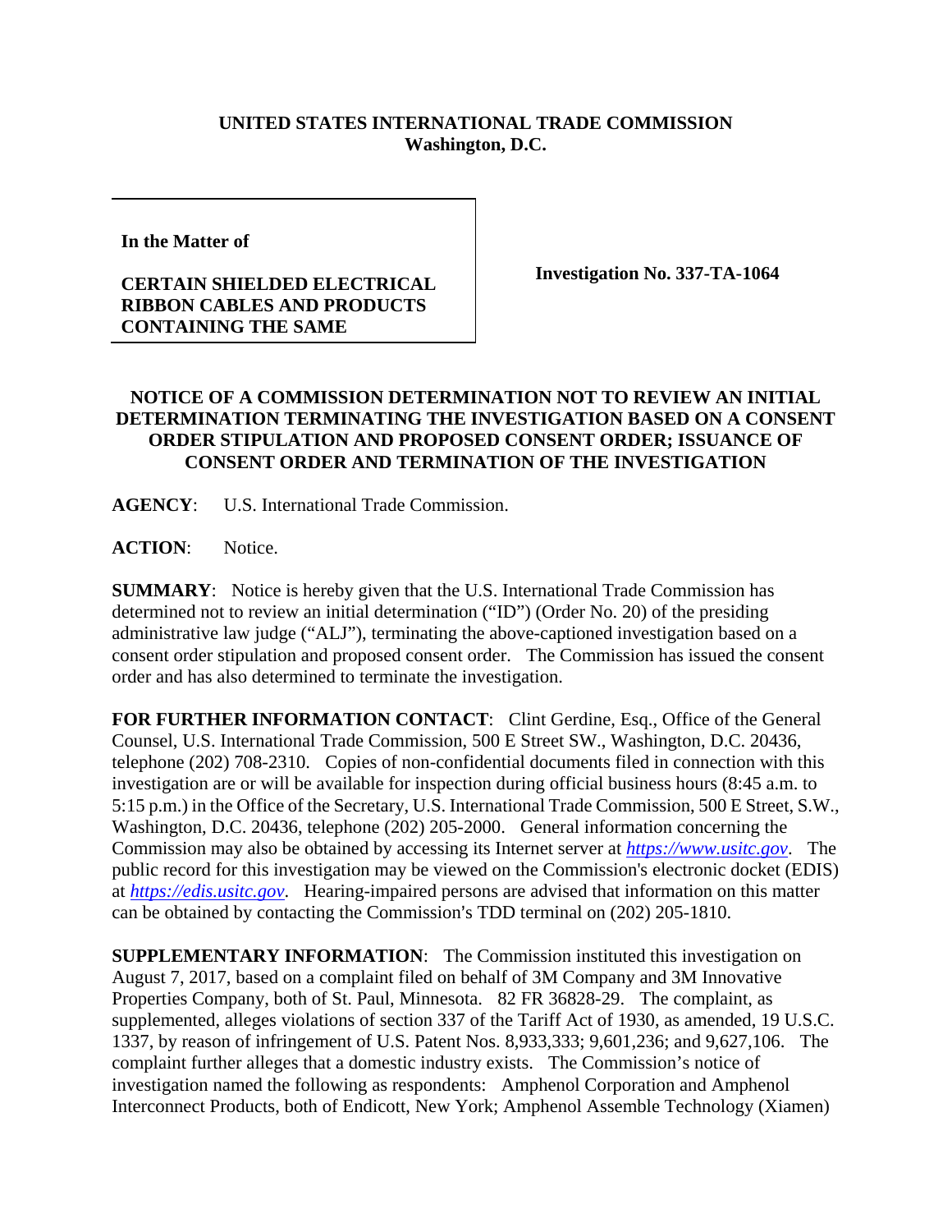**UNITED STATES INTERNATIONAL TRADE COMMISSION**
**Washington, D.C.**

| **In the Matter of**<br><br>**CERTAIN SHIELDED ELECTRICAL RIBBON CABLES AND PRODUCTS CONTAINING THE SAME** | **Investigation No. 337-TA-1064** |
|---|---|

## NOTICE OF A COMMISSION DETERMINATION NOT TO REVIEW AN INITIAL DETERMINATION TERMINATING THE INVESTIGATION BASED ON A CONSENT ORDER STIPULATION AND PROPOSED CONSENT ORDER; ISSUANCE OF CONSENT ORDER AND TERMINATION OF THE INVESTIGATION

**AGENCY**: U.S. International Trade Commission.

**ACTION**: Notice.

**SUMMARY**: Notice is hereby given that the U.S. International Trade Commission has determined not to review an initial determination ("ID") (Order No. 20) of the presiding administrative law judge ("ALJ"), terminating the above-captioned investigation based on a consent order stipulation and proposed consent order. The Commission has issued the consent order and has also determined to terminate the investigation.

**FOR FURTHER INFORMATION CONTACT**: Clint Gerdine, Esq., Office of the General Counsel, U.S. International Trade Commission, 500 E Street SW., Washington, D.C. 20436, telephone (202) 708-2310. Copies of non-confidential documents filed in connection with this investigation are or will be available for inspection during official business hours (8:45 a.m. to 5:15 p.m.) in the Office of the Secretary, U.S. International Trade Commission, 500 E Street, S.W., Washington, D.C. 20436, telephone (202) 205-2000. General information concerning the Commission may also be obtained by accessing its Internet server at *https://www.usitc.gov*. The public record for this investigation may be viewed on the Commission's electronic docket (EDIS) at *https://edis.usitc.gov*. Hearing-impaired persons are advised that information on this matter can be obtained by contacting the Commission's TDD terminal on (202) 205-1810.

**SUPPLEMENTARY INFORMATION**: The Commission instituted this investigation on August 7, 2017, based on a complaint filed on behalf of 3M Company and 3M Innovative Properties Company, both of St. Paul, Minnesota. 82 FR 36828-29. The complaint, as supplemented, alleges violations of section 337 of the Tariff Act of 1930, as amended, 19 U.S.C. 1337, by reason of infringement of U.S. Patent Nos. 8,933,333; 9,601,236; and 9,627,106. The complaint further alleges that a domestic industry exists. The Commission's notice of investigation named the following as respondents: Amphenol Corporation and Amphenol Interconnect Products, both of Endicott, New York; Amphenol Assemble Technology (Xiamen)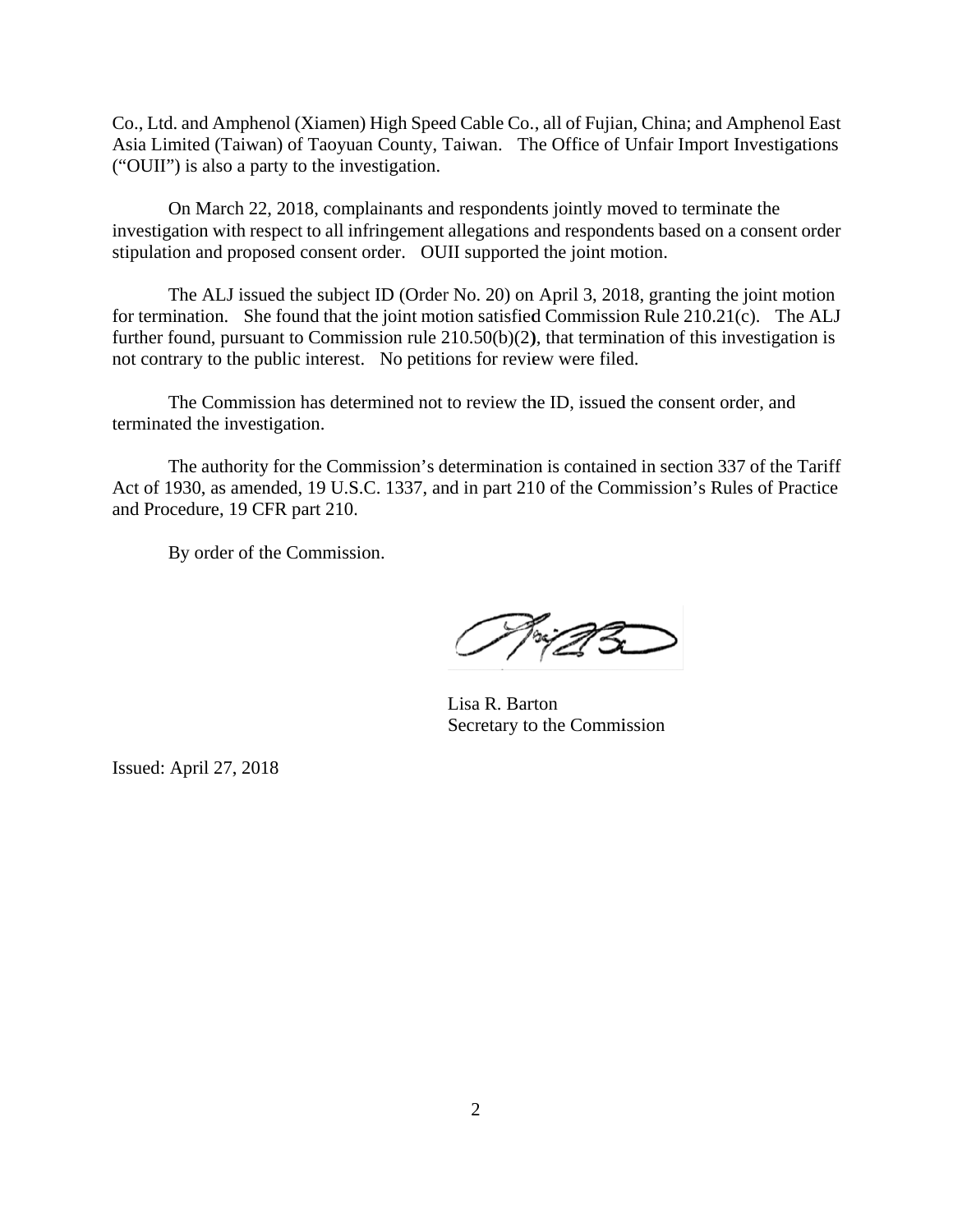Co., Ltd. and Amphenol (Xiamen) High Speed Cable Co., all of Fujian, China; and Amphenol East Asia Limited (Taiwan) of Taoyuan County, Taiwan. The Office of Unfair Import Investigations ("OUII") is also a party to the investigation.

On March 22, 2018, complainants and respondents jointly moved to terminate the investigation with respect to all infringement allegations and respondents based on a consent order stipulation and proposed consent order. OUII supported the joint motion.

The ALJ issued the subject ID (Order No. 20) on April 3, 2018, granting the joint motion for termination. She found that the joint motion satisfied Commission Rule 210.21(c). The ALJ further found, pursuant to Commission rule 210.50(b)(2), that termination of this investigation is not contrary to the public interest. No petitions for review were filed.

The Commission has determined not to review the ID, issued the consent order, and terminated the investigation.

The authority for the Commission's determination is contained in section 337 of the Tariff Act of 1930, as amended, 19 U.S.C. 1337, and in part 210 of the Commission's Rules of Practice and Procedure, 19 CFR part 210.

By order of the Commission.

Lisa R. Barton
Secretary to the Commission

Issued: April 27, 2018